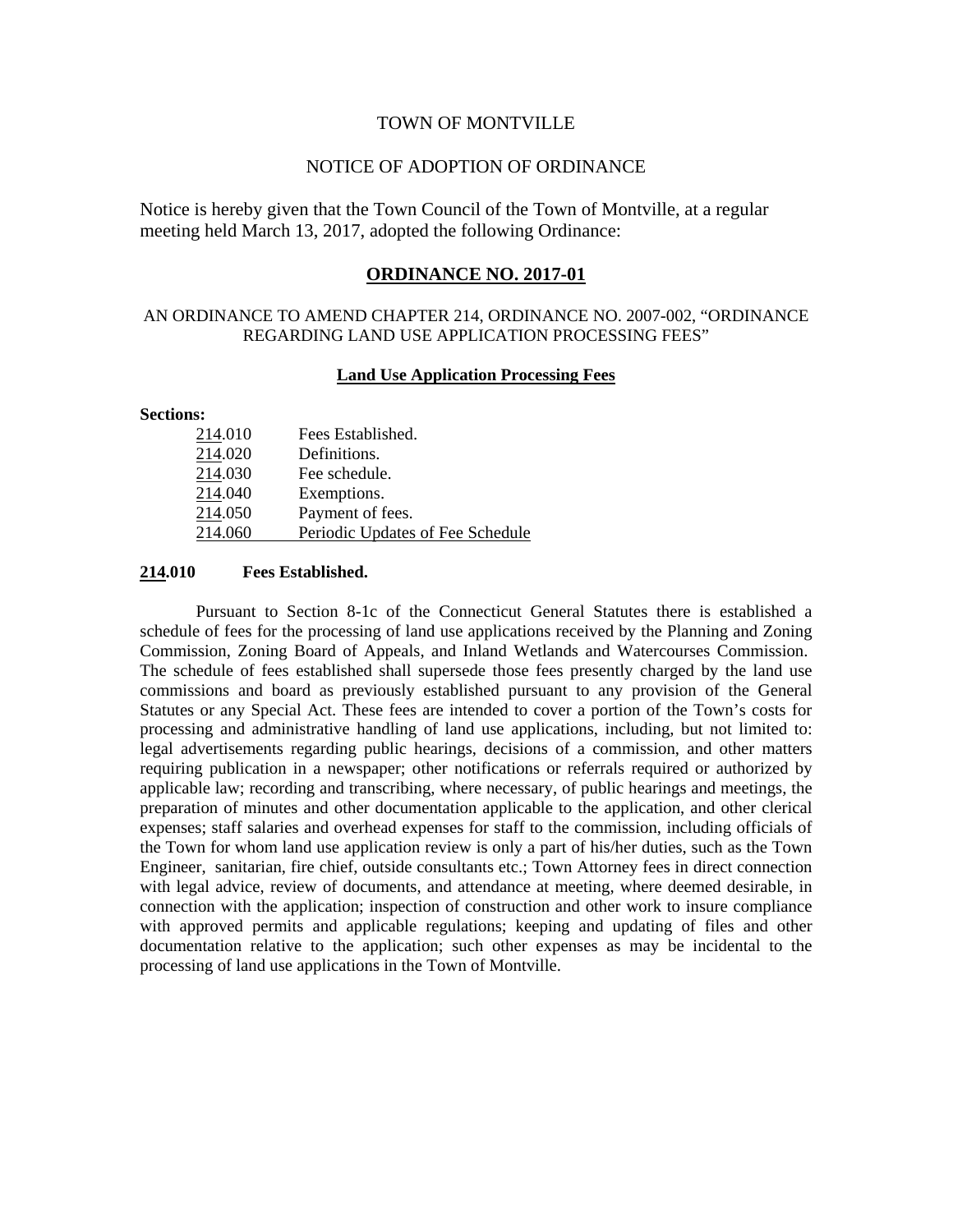TOWN OF MONTVILLE

NOTICE OF ADOPTION OF ORDINANCE

Notice is hereby given that the Town Council of the Town of Montville, at a regular meeting held March 13, 2017, adopted the following Ordinance:

# ORDINANCE NO. 2017-01

AN ORDINANCE TO AMEND CHAPTER 214, ORDINANCE NO. 2007-002, "ORDINANCE REGARDING LAND USE APPLICATION PROCESSING FEES"

## Land Use Application Processing Fees

**Sections:**

| | |
|---|---|
| 214.010 | Fees Established. |
| 214.020 | Definitions. |
| 214.030 | Fee schedule. |
| 214.040 | Exemptions. |
| 214.050 | Payment of fees. |
| 214.060 | Periodic Updates of Fee Schedule |

### 214.010 Fees Established.

Pursuant to Section 8-1c of the Connecticut General Statutes there is established a schedule of fees for the processing of land use applications received by the Planning and Zoning Commission, Zoning Board of Appeals, and Inland Wetlands and Watercourses Commission. The schedule of fees established shall supersede those fees presently charged by the land use commissions and board as previously established pursuant to any provision of the General Statutes or any Special Act. These fees are intended to cover a portion of the Town's costs for processing and administrative handling of land use applications, including, but not limited to: legal advertisements regarding public hearings, decisions of a commission, and other matters requiring publication in a newspaper; other notifications or referrals required or authorized by applicable law; recording and transcribing, where necessary, of public hearings and meetings, the preparation of minutes and other documentation applicable to the application, and other clerical expenses; staff salaries and overhead expenses for staff to the commission, including officials of the Town for whom land use application review is only a part of his/her duties, such as the Town Engineer, sanitarian, fire chief, outside consultants etc.; Town Attorney fees in direct connection with legal advice, review of documents, and attendance at meeting, where deemed desirable, in connection with the application; inspection of construction and other work to insure compliance with approved permits and applicable regulations; keeping and updating of files and other documentation relative to the application; such other expenses as may be incidental to the processing of land use applications in the Town of Montville.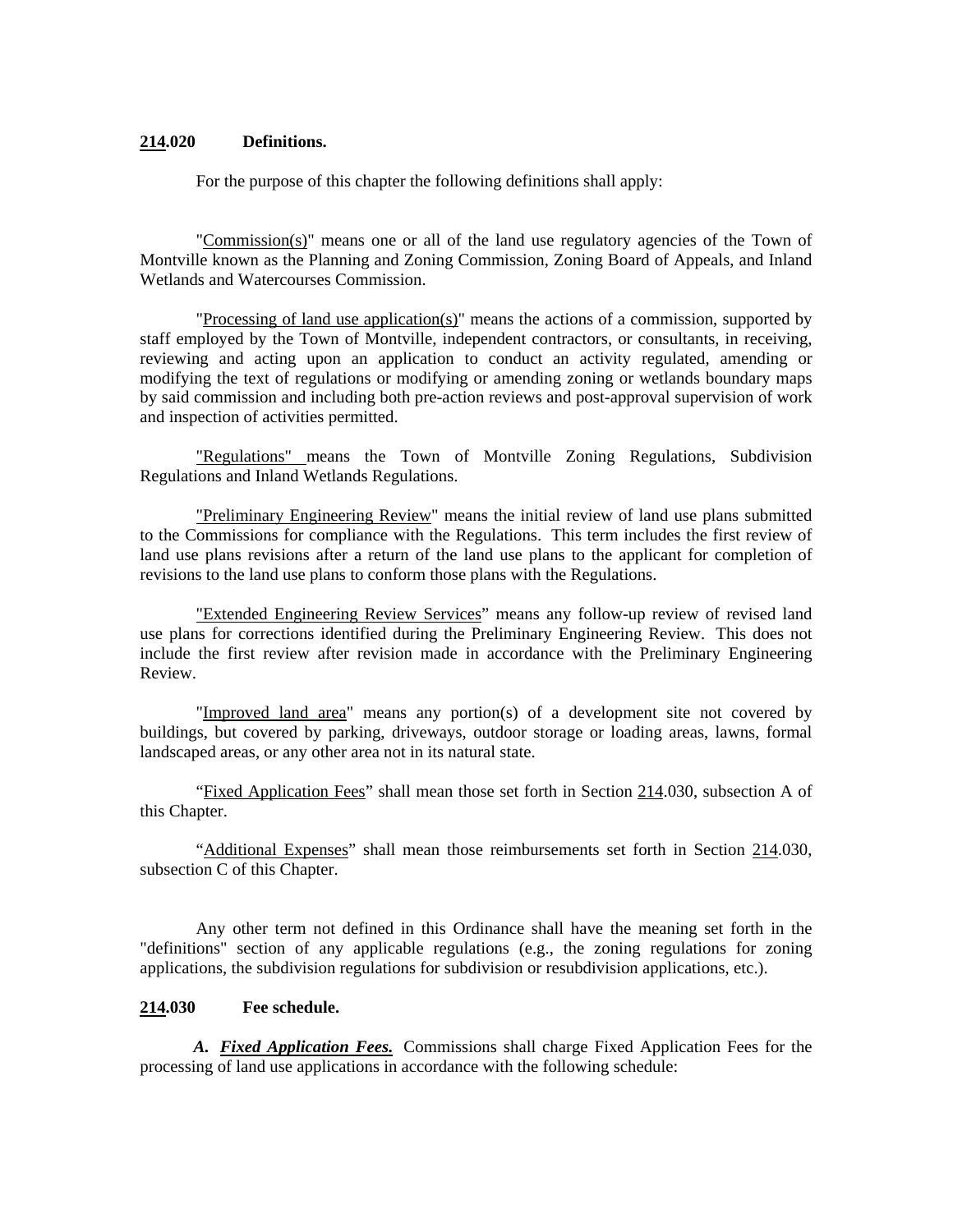**214.020 Definitions.**

For the purpose of this chapter the following definitions shall apply:

"Commission(s)" means one or all of the land use regulatory agencies of the Town of Montville known as the Planning and Zoning Commission, Zoning Board of Appeals, and Inland Wetlands and Watercourses Commission.

"Processing of land use application(s)" means the actions of a commission, supported by staff employed by the Town of Montville, independent contractors, or consultants, in receiving, reviewing and acting upon an application to conduct an activity regulated, amending or modifying the text of regulations or modifying or amending zoning or wetlands boundary maps by said commission and including both pre-action reviews and post-approval supervision of work and inspection of activities permitted.

"Regulations" means the Town of Montville Zoning Regulations, Subdivision Regulations and Inland Wetlands Regulations.

"Preliminary Engineering Review" means the initial review of land use plans submitted to the Commissions for compliance with the Regulations. This term includes the first review of land use plans revisions after a return of the land use plans to the applicant for completion of revisions to the land use plans to conform those plans with the Regulations.

"Extended Engineering Review Services" means any follow-up review of revised land use plans for corrections identified during the Preliminary Engineering Review. This does not include the first review after revision made in accordance with the Preliminary Engineering Review.

"Improved land area" means any portion(s) of a development site not covered by buildings, but covered by parking, driveways, outdoor storage or loading areas, lawns, formal landscaped areas, or any other area not in its natural state.

"Fixed Application Fees" shall mean those set forth in Section 214.030, subsection A of this Chapter.

"Additional Expenses" shall mean those reimbursements set forth in Section 214.030, subsection C of this Chapter.

Any other term not defined in this Ordinance shall have the meaning set forth in the "definitions" section of any applicable regulations (e.g., the zoning regulations for zoning applications, the subdivision regulations for subdivision or resubdivision applications, etc.).

**214.030 Fee schedule.**

***A. Fixed Application Fees.*** Commissions shall charge Fixed Application Fees for the processing of land use applications in accordance with the following schedule: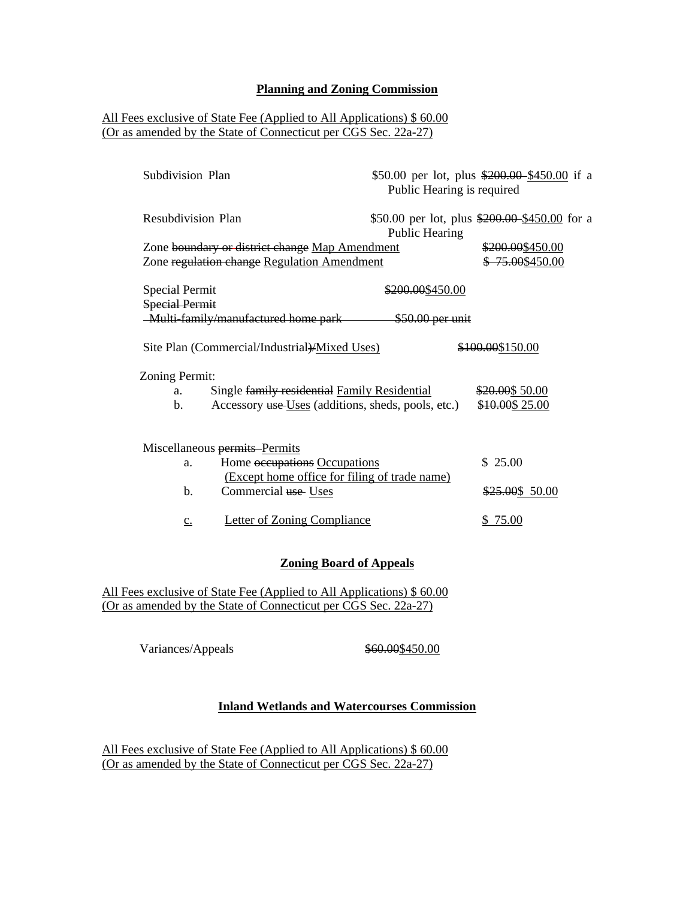**Planning and Zoning Commission**

All Fees exclusive of State Fee (Applied to All Applications) $ 60.00
(Or as amended by the State of Connecticut per CGS Sec. 22a-27)

| | |
|---|---|
| Subdivision Plan | $50.00 per lot, plus ~~$200.00~~ $450.00 if a Public Hearing is required |
| Resubdivision Plan | $50.00 per lot, plus ~~$200.00~~ $450.00 for a Public Hearing |
| Zone ~~boundary or district change~~ Map Amendment | ~~$200.00~~$450.00 |
| Zone ~~regulation change~~ Regulation Amendment | ~~$ 75.00~~$450.00 |
| Special Permit | ~~$200.00~~$450.00 |
| ~~Special Permit~~ ~~Multi-family/manufactured home park~~ | ~~$50.00 per unit~~ |
| Site Plan (Commercial/Industrial~~)~~/Mixed Uses) | ~~$100.00~~$150.00 |

Zoning Permit:

| | | |
|---|---|---|
| a. | Single ~~family residential~~ Family Residential | ~~$20.00~~$ 50.00 |
| b. | Accessory ~~use~~ Uses (additions, sheds, pools, etc.) | ~~$10.00~~$ 25.00 |

Miscellaneous ~~permits~~ Permits

| | | |
|---|---|---|
| a. | Home ~~occupations~~ Occupations (Except home office for filing of trade name) | $ 25.00 |
| b. | Commercial ~~use~~ Uses | ~~$25.00~~$ 50.00 |
| c. | Letter of Zoning Compliance | $ 75.00 |

**Zoning Board of Appeals**

All Fees exclusive of State Fee (Applied to All Applications) $ 60.00
(Or as amended by the State of Connecticut per CGS Sec. 22a-27)

Variances/Appeals ~~$60.00~~$450.00

**Inland Wetlands and Watercourses Commission**

All Fees exclusive of State Fee (Applied to All Applications) $ 60.00
(Or as amended by the State of Connecticut per CGS Sec. 22a-27)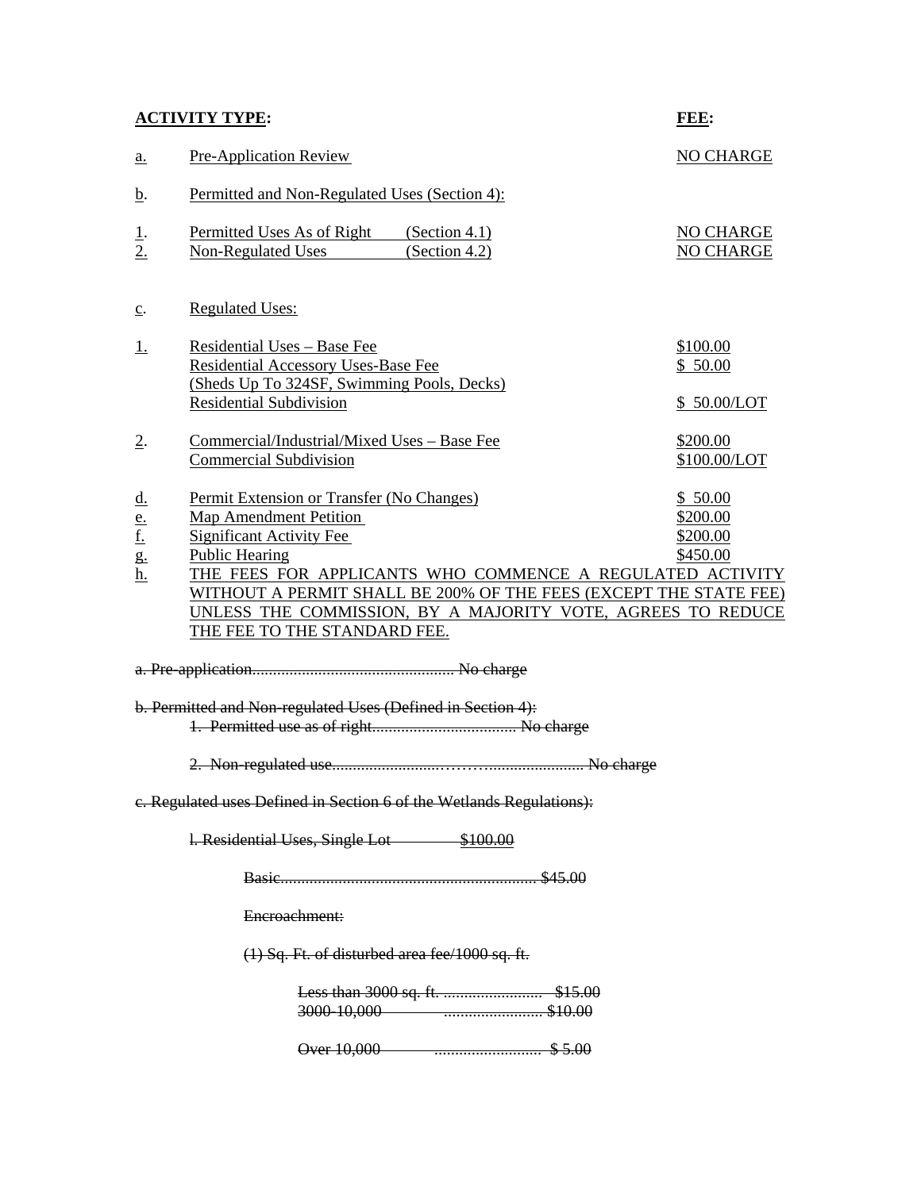| **ACTIVITY TYPE:** | | | **FEE:** |
|---|---|---|---|
| a. | Pre-Application Review | | NO CHARGE |
| b. | Permitted and Non-Regulated Uses (Section 4): | | |
| 1. | Permitted Uses As of Right | (Section 4.1) | NO CHARGE |
| 2. | Non-Regulated Uses | (Section 4.2) | NO CHARGE |
| c. | Regulated Uses: | | |
| 1. | Residential Uses – Base Fee | | $100.00 |
| | Residential Accessory Uses-Base Fee (Sheds Up To 324SF, Swimming Pools, Decks) | | $ 50.00 |
| | Residential Subdivision | | $ 50.00/LOT |
| 2. | Commercial/Industrial/Mixed Uses – Base Fee | | $200.00 |
| | Commercial Subdivision | | $100.00/LOT |
| d. | Permit Extension or Transfer (No Changes) | | $ 50.00 |
| e. | Map Amendment Petition | | $200.00 |
| f. | Significant Activity Fee | | $200.00 |
| g. | Public Hearing | | $450.00 |

h. THE FEES FOR APPLICANTS WHO COMMENCE A REGULATED ACTIVITY WITHOUT A PERMIT SHALL BE 200% OF THE FEES (EXCEPT THE STATE FEE) UNLESS THE COMMISSION, BY A MAJORITY VOTE, AGREES TO REDUCE THE FEE TO THE STANDARD FEE.

~~a. Pre-application................................................ No charge~~

~~b. Permitted and Non-regulated Uses (Defined in Section 4):~~

~~1. Permitted use as of right.................................. No charge~~

~~2. Non-regulated use..........................……...................... No charge~~

~~c. Regulated uses Defined in Section 6 of the Wetlands Regulations):~~

~~l. Residential Uses, Single Lot $100.00~~

~~Basic............................................................ $45.00~~

~~Encroachment:~~

~~(1) Sq. Ft. of disturbed area fee/1000 sq. ft.~~

~~Less than 3000 sq. ft. ........................ $15.00~~
~~3000-10,000 ........................ $10.00~~

~~Over 10,000 .......................... $ 5.00~~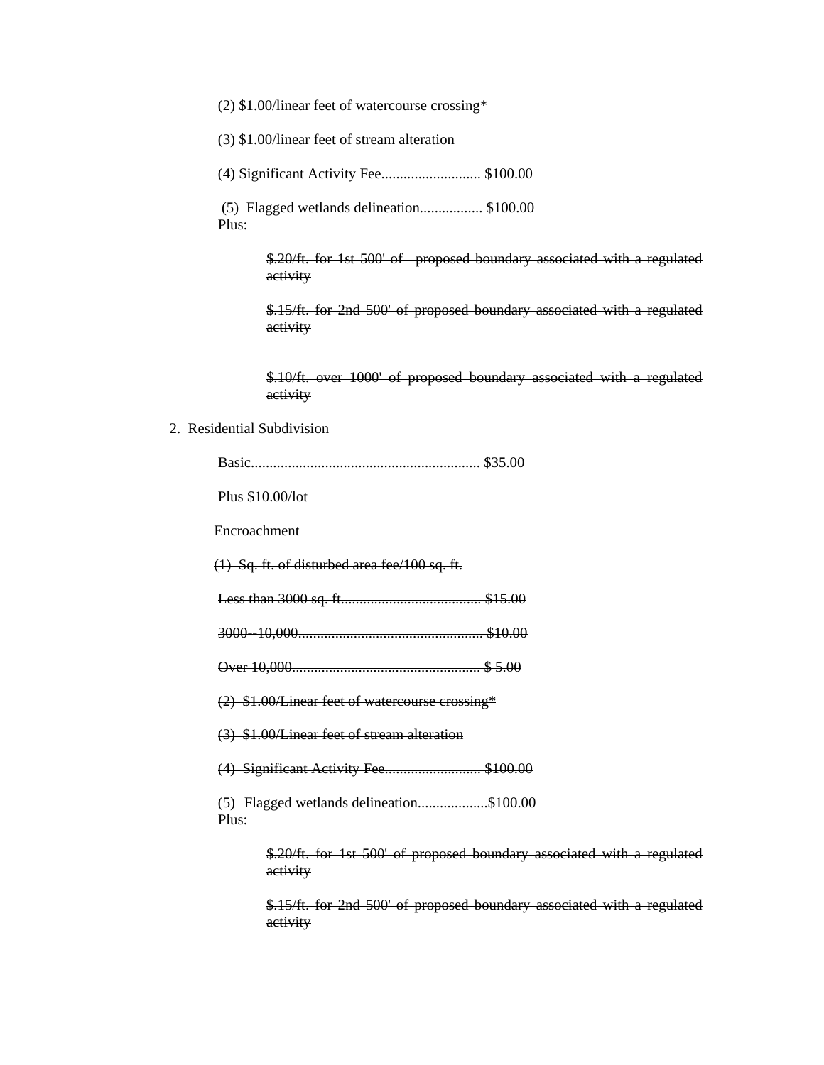~~(2) $1.00/linear feet of watercourse crossing*~~

~~(3) $1.00/linear feet of stream alteration~~

~~(4) Significant Activity Fee........................... $100.00~~

~~(5) Flagged wetlands delineation................. $100.00~~
~~Plus:~~

> ~~$.20/ft. for 1st 500' of proposed boundary associated with a regulated activity~~
>
> ~~$.15/ft. for 2nd 500' of proposed boundary associated with a regulated activity~~
>
> ~~$.10/ft. over 1000' of proposed boundary associated with a regulated activity~~

~~2. Residential Subdivision~~

~~Basic.............................................................. $35.00~~

~~Plus $10.00/lot~~

~~Encroachment~~

~~(1) Sq. ft. of disturbed area fee/100 sq. ft.~~

~~Less than 3000 sq. ft...................................... $15.00~~

~~3000--10,000.................................................. $10.00~~

~~Over 10,000................................................... $ 5.00~~

~~(2) $1.00/Linear feet of watercourse crossing*~~

~~(3) $1.00/Linear feet of stream alteration~~

~~(4) Significant Activity Fee.......................... $100.00~~

~~(5) Flagged wetlands delineation...................$100.00~~
~~Plus:~~

> ~~$.20/ft. for 1st 500' of proposed boundary associated with a regulated activity~~
>
> ~~$.15/ft. for 2nd 500' of proposed boundary associated with a regulated activity~~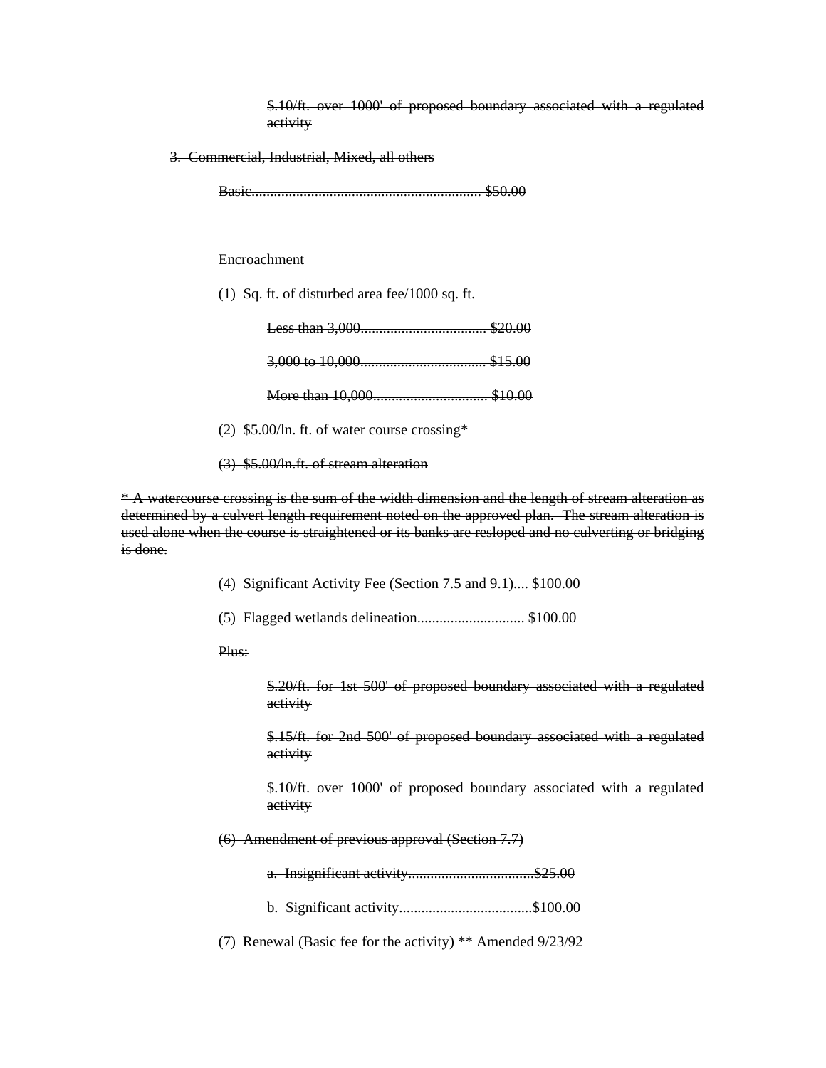~~$.10/ft. over 1000' of proposed boundary associated with a regulated activity~~

~~3. Commercial, Industrial, Mixed, all others~~

~~Basic............................................................. $50.00~~

~~Encroachment~~

~~(1) Sq. ft. of disturbed area fee/1000 sq. ft.~~

~~Less than 3,000................................. $20.00~~

~~3,000 to 10,000................................. $15.00~~

~~More than 10,000.............................. $10.00~~

~~(2) $5.00/ln. ft. of water course crossing*~~

~~(3) $5.00/ln.ft. of stream alteration~~

~~* A watercourse crossing is the sum of the width dimension and the length of stream alteration as determined by a culvert length requirement noted on the approved plan. The stream alteration is used alone when the course is straightened or its banks are resloped and no culverting or bridging is done.~~

~~(4) Significant Activity Fee (Section 7.5 and 9.1).... $100.00~~

~~(5) Flagged wetlands delineation............................ $100.00~~

~~Plus:~~

~~$.20/ft. for 1st 500' of proposed boundary associated with a regulated activity~~

~~$.15/ft. for 2nd 500' of proposed boundary associated with a regulated activity~~

~~$.10/ft. over 1000' of proposed boundary associated with a regulated activity~~

~~(6) Amendment of previous approval (Section 7.7)~~

~~a. Insignificant activity..................................$25.00~~

~~b. Significant activity....................................$100.00~~

~~(7) Renewal (Basic fee for the activity) ** Amended 9/23/92~~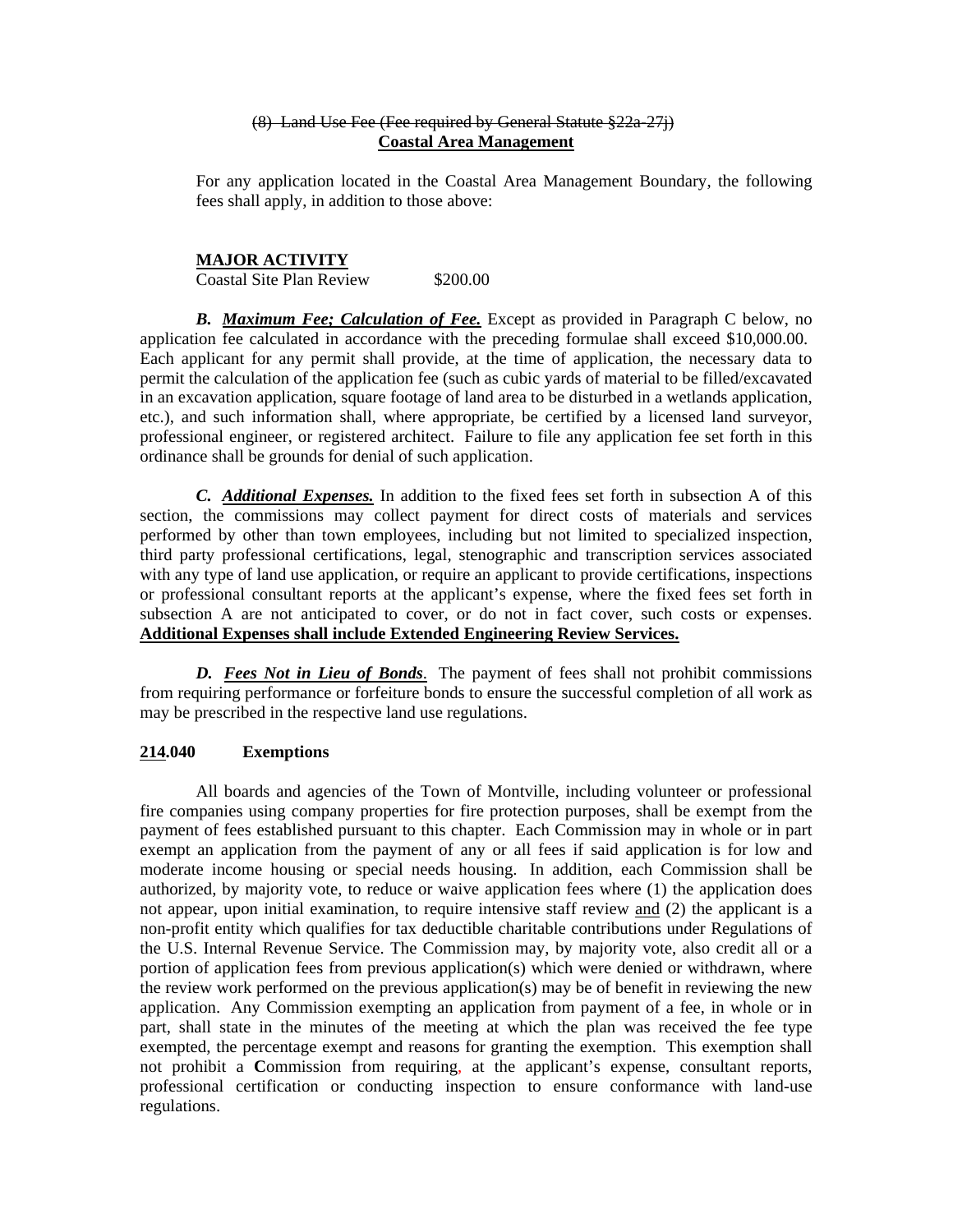~~(8) Land Use Fee (Fee required by General Statute §22a-27j)~~
**<u>Coastal Area Management</u>**

For any application located in the Coastal Area Management Boundary, the following fees shall apply, in addition to those above:

**<u>MAJOR ACTIVITY</u>**

Coastal Site Plan Review $200.00

***B. <u>Maximum Fee; Calculation of Fee.</u>*** Except as provided in Paragraph C below, no application fee calculated in accordance with the preceding formulae shall exceed $10,000.00. Each applicant for any permit shall provide, at the time of application, the necessary data to permit the calculation of the application fee (such as cubic yards of material to be filled/excavated in an excavation application, square footage of land area to be disturbed in a wetlands application, etc.), and such information shall, where appropriate, be certified by a licensed land surveyor, professional engineer, or registered architect. Failure to file any application fee set forth in this ordinance shall be grounds for denial of such application.

***C. <u>Additional Expenses.</u>*** In addition to the fixed fees set forth in subsection A of this section, the commissions may collect payment for direct costs of materials and services performed by other than town employees, including but not limited to specialized inspection, third party professional certifications, legal, stenographic and transcription services associated with any type of land use application, or require an applicant to provide certifications, inspections or professional consultant reports at the applicant's expense, where the fixed fees set forth in subsection A are not anticipated to cover, or do not in fact cover, such costs or expenses. **<u>Additional Expenses shall include Extended Engineering Review Services.</u>**

***D. <u>Fees Not in Lieu of Bonds</u>***. The payment of fees shall not prohibit commissions from requiring performance or forfeiture bonds to ensure the successful completion of all work as may be prescribed in the respective land use regulations.

**<u>214</u>.040 Exemptions**

All boards and agencies of the Town of Montville, including volunteer or professional fire companies using company properties for fire protection purposes, shall be exempt from the payment of fees established pursuant to this chapter. Each Commission may in whole or in part exempt an application from the payment of any or all fees if said application is for low and moderate income housing or special needs housing. In addition, each Commission shall be authorized, by majority vote, to reduce or waive application fees where (1) the application does not appear, upon initial examination, to require intensive staff review <u>and</u> (2) the applicant is a non-profit entity which qualifies for tax deductible charitable contributions under Regulations of the U.S. Internal Revenue Service. The Commission may, by majority vote, also credit all or a portion of application fees from previous application(s) which were denied or withdrawn, where the review work performed on the previous application(s) may be of benefit in reviewing the new application. Any Commission exempting an application from payment of a fee, in whole or in part, shall state in the minutes of the meeting at which the plan was received the fee type exempted, the percentage exempt and reasons for granting the exemption. This exemption shall not prohibit a **C**ommission from requiring, at the applicant's expense, consultant reports, professional certification or conducting inspection to ensure conformance with land-use regulations.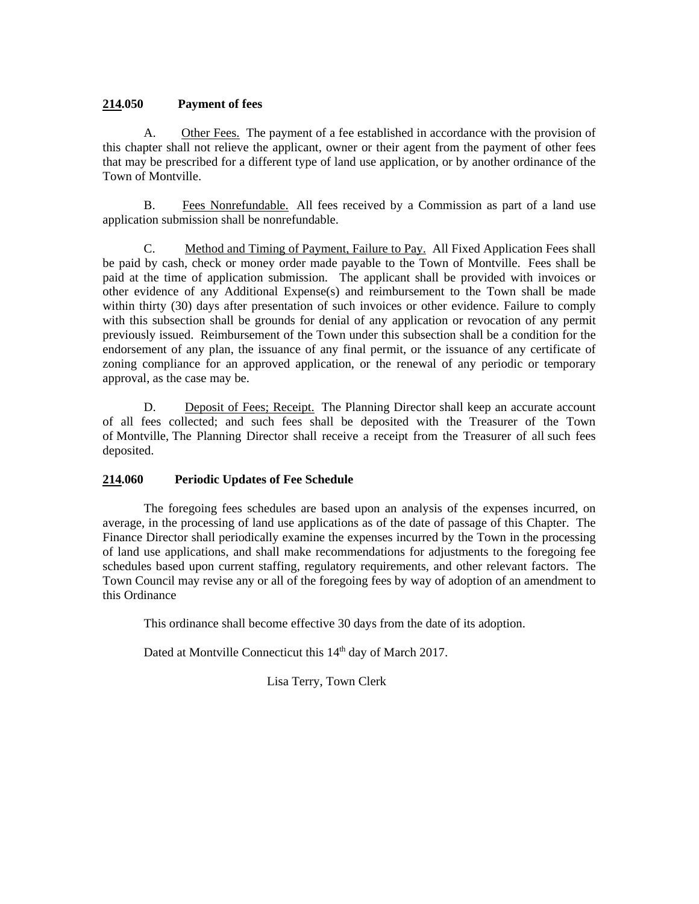**<u>214</u>.050 Payment of fees**

A. <u>Other Fees.</u> The payment of a fee established in accordance with the provision of this chapter shall not relieve the applicant, owner or their agent from the payment of other fees that may be prescribed for a different type of land use application, or by another ordinance of the Town of Montville.

B. <u>Fees Nonrefundable.</u> All fees received by a Commission as part of a land use application submission shall be nonrefundable.

C. <u>Method and Timing of Payment, Failure to Pay.</u> All Fixed Application Fees shall be paid by cash, check or money order made payable to the Town of Montville. Fees shall be paid at the time of application submission. The applicant shall be provided with invoices or other evidence of any Additional Expense(s) and reimbursement to the Town shall be made within thirty (30) days after presentation of such invoices or other evidence. Failure to comply with this subsection shall be grounds for denial of any application or revocation of any permit previously issued. Reimbursement of the Town under this subsection shall be a condition for the endorsement of any plan, the issuance of any final permit, or the issuance of any certificate of zoning compliance for an approved application, or the renewal of any periodic or temporary approval, as the case may be.

D. <u>Deposit of Fees; Receipt.</u> The Planning Director shall keep an accurate account of all fees collected; and such fees shall be deposited with the Treasurer of the Town of Montville, The Planning Director shall receive a receipt from the Treasurer of all such fees deposited.

**<u>214</u>.060 Periodic Updates of Fee Schedule**

The foregoing fees schedules are based upon an analysis of the expenses incurred, on average, in the processing of land use applications as of the date of passage of this Chapter. The Finance Director shall periodically examine the expenses incurred by the Town in the processing of land use applications, and shall make recommendations for adjustments to the foregoing fee schedules based upon current staffing, regulatory requirements, and other relevant factors. The Town Council may revise any or all of the foregoing fees by way of adoption of an amendment to this Ordinance

This ordinance shall become effective 30 days from the date of its adoption.

Dated at Montville Connecticut this 14th day of March 2017.

Lisa Terry, Town Clerk